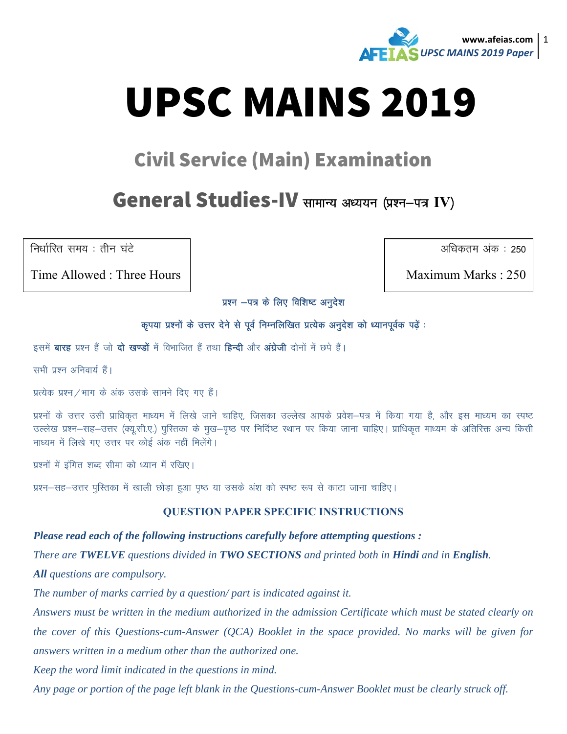# UPSC MAINS 2019

## Civil Service (Main) Examination

## General Studies-IV सामान्य अध्ययन (प्रश्न–पत्र IV)

| निर्धारित समय : तीन घंटे | अधिकतम अंक : 250 |
| --- | --- |
| Time Allowed : Three Hours | Maximum Marks : 250 |

**प्रश्न –पत्र के लिए विशिष्ट अनुदेश**

**कृपया प्रश्नों के उत्तर देने से पूर्व निम्नलिखित प्रत्येक अनुदेश को ध्यानपूर्वक पढ़ें :**

इसमें **बारह** प्रश्न हैं जो **दो खण्डों** में विभाजित हैं तथा **हिन्दी** और **अंग्रेजी** दोनों में छपे हैं।

सभी प्रश्न अनिवार्य हैं।

प्रत्येक प्रश्न / भाग के अंक उसके सामने दिए गए हैं।

प्रश्नों के उत्तर उसी प्राधिकृत माध्यम में लिखे जाने चाहिए, जिसका उल्लेख आपके प्रवेश–पत्र में किया गया है, और इस माध्यम का स्पष्ट उल्लेख प्रश्न–सह–उत्तर (क्यू.सी.ए.) पुस्तिका के मुख–पृष्ठ पर निर्दिष्ट स्थान पर किया जाना चाहिए। प्राधिकृत माध्यम के अतिरिक्त अन्य किसी माध्यम में लिखे गए उत्तर पर कोई अंक नहीं मिलेंगे।

प्रश्नों में इंगित शब्द सीमा को ध्यान में रखिए।

प्रश्न–सह–उत्तर पुस्तिका में खाली छोड़ा हुआ पृष्ठ या उसके अंश को स्पष्ट रूप से काटा जाना चाहिए।

**QUESTION PAPER SPECIFIC INSTRUCTIONS**

***Please read each of the following instructions carefully before attempting questions :***

*There are **TWELVE** questions divided in **TWO SECTIONS** and printed both in **Hindi** and in **English**.*

***All** questions are compulsory.*

*The number of marks carried by a question/ part is indicated against it.*

*Answers must be written in the medium authorized in the admission Certificate which must be stated clearly on the cover of this Questions-cum-Answer (QCA) Booklet in the space provided. No marks will be given for answers written in a medium other than the authorized one.*

*Keep the word limit indicated in the questions in mind.*

*Any page or portion of the page left blank in the Questions-cum-Answer Booklet must be clearly struck off.*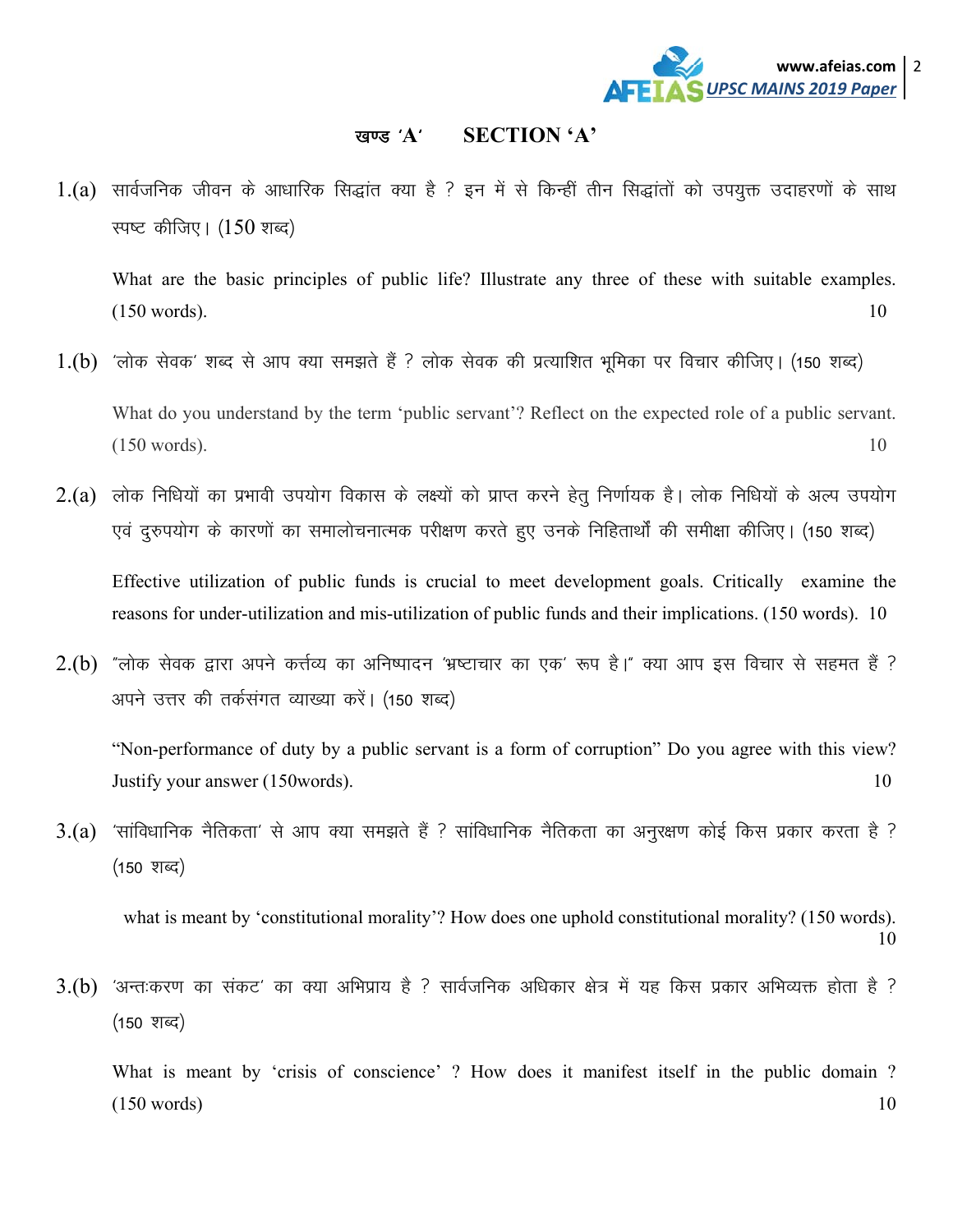## खण्ड 'A' SECTION 'A'

1.(a) सार्वजनिक जीवन के आधारिक सिद्धांत क्या है ? इन में से किन्हीं तीन सिद्धांतों को उपयुक्त उदाहरणों के साथ स्पष्ट कीजिए। (150 शब्द)

What are the basic principles of public life? Illustrate any three of these with suitable examples. (150 words). 10

1.(b) 'लोक सेवक' शब्द से आप क्या समझते हैं ? लोक सेवक की प्रत्याशित भूमिका पर विचार कीजिए। (150 शब्द)

What do you understand by the term 'public servant'? Reflect on the expected role of a public servant. (150 words). 10

2.(a) लोक निधियों का प्रभावी उपयोग विकास के लक्ष्यों को प्राप्त करने हेतु निर्णायक है। लोक निधियों के अल्प उपयोग एवं दुरुपयोग के कारणों का समालोचनात्मक परीक्षण करते हुए उनके निहितार्थों की समीक्षा कीजिए। (150 शब्द)

Effective utilization of public funds is crucial to meet development goals. Critically examine the reasons for under-utilization and mis-utilization of public funds and their implications. (150 words). 10

2.(b) "लोक सेवक द्वारा अपने कर्त्तव्य का अनिष्पादन 'भ्रष्टाचार का एक' रूप है।" क्या आप इस विचार से सहमत हैं ? अपने उत्तर की तर्कसंगत व्याख्या करें। (150 शब्द)

"Non-performance of duty by a public servant is a form of corruption" Do you agree with this view? Justify your answer (150words). 10

3.(a) 'सांविधानिक नैतिकता' से आप क्या समझते हैं ? सांविधानिक नैतिकता का अनुरक्षण कोई किस प्रकार करता है ? (150 शब्द)

what is meant by 'constitutional morality'? How does one uphold constitutional morality? (150 words). 10

3.(b) 'अन्तःकरण का संकट' का क्या अभिप्राय है ? सार्वजनिक अधिकार क्षेत्र में यह किस प्रकार अभिव्यक्त होता है ? (150 शब्द)

What is meant by 'crisis of conscience' ? How does it manifest itself in the public domain ? (150 words) 10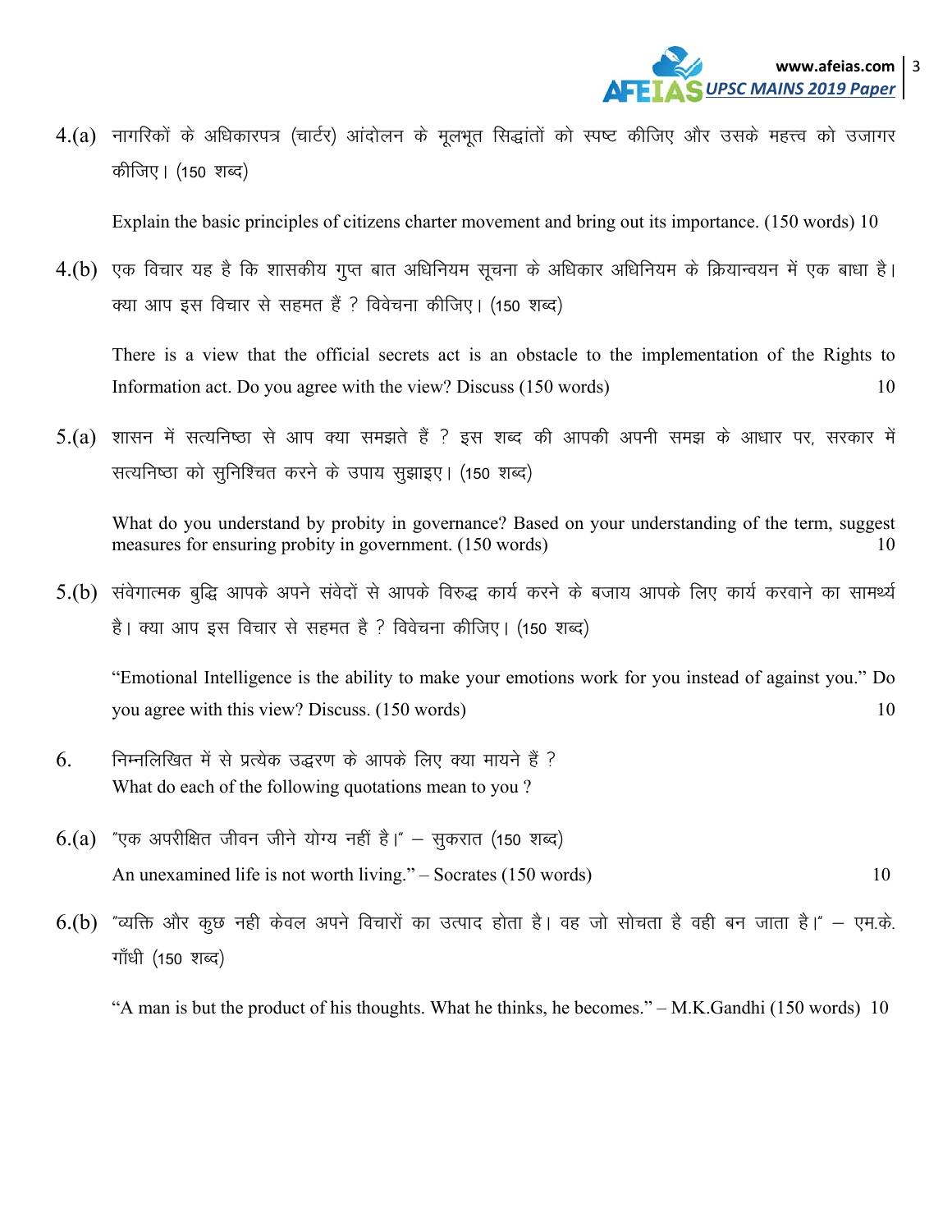4.(a) नागरिकों के अधिकारपत्र (चार्टर) आंदोलन के मूलभूत सिद्धांतों को स्पष्ट कीजिए और उसके महत्त्व को उजागर कीजिए। (150 शब्द)

Explain the basic principles of citizens charter movement and bring out its importance. (150 words) 10

4.(b) एक विचार यह है कि शासकीय गुप्त बात अधिनियम सूचना के अधिकार अधिनियम के क्रियान्वयन में एक बाधा है। क्या आप इस विचार से सहमत हैं ? विवेचना कीजिए। (150 शब्द)

There is a view that the official secrets act is an obstacle to the implementation of the Rights to Information act. Do you agree with the view? Discuss (150 words) 10

5.(a) शासन में सत्यनिष्ठा से आप क्या समझते हैं ? इस शब्द की आपकी अपनी समझ के आधार पर, सरकार में सत्यनिष्ठा को सुनिश्चित करने के उपाय सुझाइए। (150 शब्द)

What do you understand by probity in governance? Based on your understanding of the term, suggest measures for ensuring probity in government. (150 words) 10

5.(b) संवेगात्मक बुद्धि आपके अपने संवेदों से आपके विरुद्ध कार्य करने के बजाय आपके लिए कार्य करवाने का सामर्थ्य है। क्या आप इस विचार से सहमत है ? विवेचना कीजिए। (150 शब्द)

"Emotional Intelligence is the ability to make your emotions work for you instead of against you." Do you agree with this view? Discuss. (150 words) 10

6. निम्नलिखित में से प्रत्येक उद्धरण के आपके लिए क्या मायने हैं ?
What do each of the following quotations mean to you ?

6.(a) "एक अपरीक्षित जीवन जीने योग्य नहीं है।" – सुकरात (150 शब्द)
An unexamined life is not worth living." – Socrates (150 words) 10

6.(b) "व्यक्ति और कुछ नही केवल अपने विचारों का उत्पाद होता है। वह जो सोचता है वही बन जाता है।" – एम.के. गाँधी (150 शब्द)

"A man is but the product of his thoughts. What he thinks, he becomes." – M.K.Gandhi (150 words) 10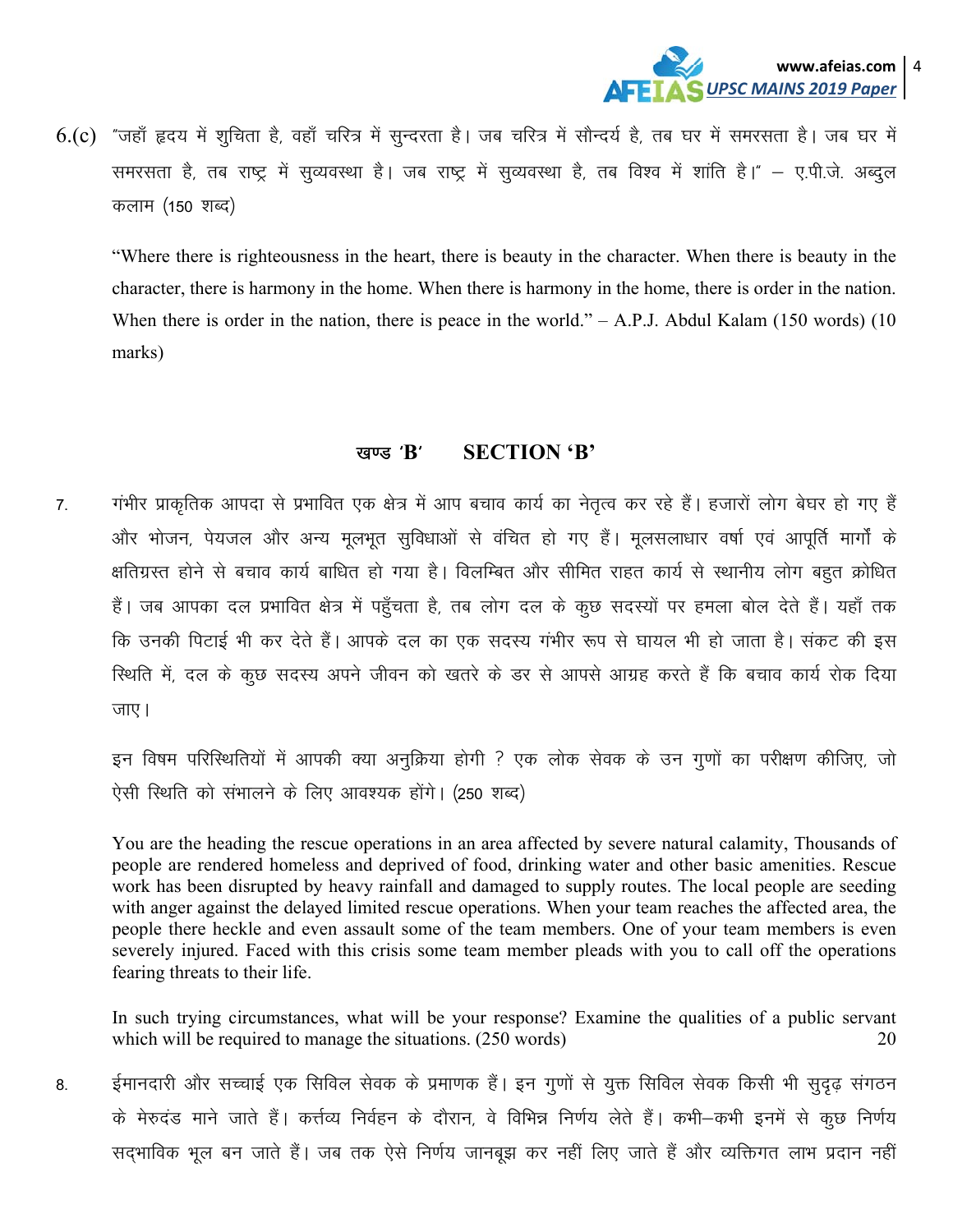6.(c) "जहाँ हृदय में शुचिता है, वहाँ चरित्र में सुन्दरता है। जब चरित्र में सौन्दर्य है, तब घर में समरसता है। जब घर में समरसता है, तब राष्ट्र में सुव्यवस्था है। जब राष्ट्र में सुव्यवस्था है, तब विश्व में शांति है।" – ए.पी.जे. अब्दुल कलाम (150 शब्द)

"Where there is righteousness in the heart, there is beauty in the character. When there is beauty in the character, there is harmony in the home. When there is harmony in the home, there is order in the nation. When there is order in the nation, there is peace in the world." – A.P.J. Abdul Kalam (150 words) (10 marks)

## खण्ड 'B' SECTION 'B'

7. गंभीर प्राकृतिक आपदा से प्रभावित एक क्षेत्र में आप बचाव कार्य का नेतृत्व कर रहे हैं। हजारों लोग बेघर हो गए हैं और भोजन, पेयजल और अन्य मूलभूत सुविधाओं से वंचित हो गए हैं। मूलसलाधार वर्षा एवं आपूर्ति मार्गों के क्षतिग्रस्त होने से बचाव कार्य बाधित हो गया है। विलम्बित और सीमित राहत कार्य से स्थानीय लोग बहुत क्रोधित हैं। जब आपका दल प्रभावित क्षेत्र में पहुँचता है, तब लोग दल के कुछ सदस्यों पर हमला बोल देते हैं। यहाँ तक कि उनकी पिटाई भी कर देते हैं। आपके दल का एक सदस्य गंभीर रूप से घायल भी हो जाता है। संकट की इस स्थिति में, दल के कुछ सदस्य अपने जीवन को खतरे के डर से आपसे आग्रह करते हैं कि बचाव कार्य रोक दिया जाए।

इन विषम परिस्थितियों में आपकी क्या अनुक्रिया होगी ? एक लोक सेवक के उन गुणों का परीक्षण कीजिए, जो ऐसी स्थिति को संभालने के लिए आवश्यक होंगे। (250 शब्द)

You are the heading the rescue operations in an area affected by severe natural calamity, Thousands of people are rendered homeless and deprived of food, drinking water and other basic amenities. Rescue work has been disrupted by heavy rainfall and damaged to supply routes. The local people are seeding with anger against the delayed limited rescue operations. When your team reaches the affected area, the people there heckle and even assault some of the team members. One of your team members is even severely injured. Faced with this crisis some team member pleads with you to call off the operations fearing threats to their life.

In such trying circumstances, what will be your response? Examine the qualities of a public servant which will be required to manage the situations. (250 words) 20

8. ईमानदारी और सच्चाई एक सिविल सेवक के प्रमाणक हैं। इन गुणों से युक्त सिविल सेवक किसी भी सुदृढ़ संगठन के मेरुदंड माने जाते हैं। कर्त्तव्य निर्वहन के दौरान, वे विभिन्न निर्णय लेते हैं। कभी–कभी इनमें से कुछ निर्णय सद्भाविक भूल बन जाते हैं। जब तक ऐसे निर्णय जानबूझ कर नहीं लिए जाते हैं और व्यक्तिगत लाभ प्रदान नहीं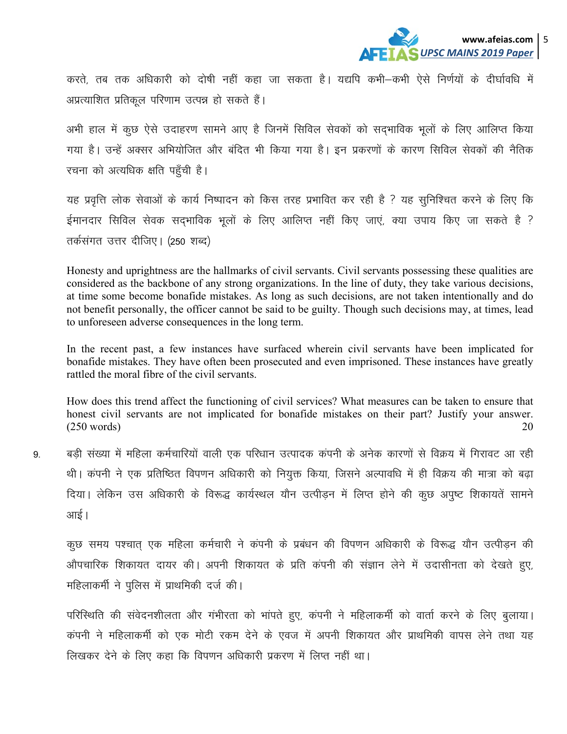करते, तब तक अधिकारी को दोषी नहीं कहा जा सकता है। यद्यपि कभी–कभी ऐसे निर्णयों के दीर्घावधि में अप्रत्याशित प्रतिकूल परिणाम उत्पन्न हो सकते हैं।

अभी हाल में कुछ ऐसे उदाहरण सामने आए है जिनमें सिविल सेवकों को सद्भाविक भूलों के लिए आलिप्त किया गया है। उन्हें अक्सर अभियोजित और बंदित भी किया गया है। इन प्रकरणों के कारण सिविल सेवकों की नैतिक रचना को अत्यधिक क्षति पहुँची है।

यह प्रवृत्ति लोक सेवाओं के कार्य निष्पादन को किस तरह प्रभावित कर रही है ? यह सुनिश्चित करने के लिए कि ईमानदार सिविल सेवक सद्भाविक भूलों के लिए आलिप्त नहीं किए जाएं, क्या उपाय किए जा सकते है ? तर्कसंगत उत्तर दीजिए। (250 शब्द)

Honesty and uprightness are the hallmarks of civil servants. Civil servants possessing these qualities are considered as the backbone of any strong organizations. In the line of duty, they take various decisions, at time some become bonafide mistakes. As long as such decisions, are not taken intentionally and do not benefit personally, the officer cannot be said to be guilty. Though such decisions may, at times, lead to unforeseen adverse consequences in the long term.

In the recent past, a few instances have surfaced wherein civil servants have been implicated for bonafide mistakes. They have often been prosecuted and even imprisoned. These instances have greatly rattled the moral fibre of the civil servants.

How does this trend affect the functioning of civil services? What measures can be taken to ensure that honest civil servants are not implicated for bonafide mistakes on their part? Justify your answer. (250 words) 20

9. बड़ी संख्या में महिला कर्मचारियों वाली एक परिधान उत्पादक कंपनी के अनेक कारणों से विक्रय में गिरावट आ रही थी। कंपनी ने एक प्रतिष्ठित विपणन अधिकारी को नियुक्त किया, जिसने अल्पावधि में ही विक्रय की मात्रा को बढ़ा दिया। लेकिन उस अधिकारी के विरूद्ध कार्यस्थल यौन उत्पीड़न में लिप्त होने की कुछ अपुष्ट शिकायतें सामने आई।

कुछ समय पश्चात् एक महिला कर्मचारी ने कंपनी के प्रबंधन की विपणन अधिकारी के विरूद्ध यौन उत्पीड़न की औपचारिक शिकायत दायर की। अपनी शिकायत के प्रति कंपनी की संज्ञान लेने में उदासीनता को देखते हुए, महिलाकर्मी ने पुलिस में प्राथमिकी दर्ज की।

परिस्थिति की संवेदनशीलता और गंभीरता को भांपते हुए, कंपनी ने महिलाकर्मी को वार्ता करने के लिए बुलाया। कंपनी ने महिलाकर्मी को एक मोटी रकम देने के एवज में अपनी शिकायत और प्राथमिकी वापस लेने तथा यह लिखकर देने के लिए कहा कि विपणन अधिकारी प्रकरण में लिप्त नहीं था।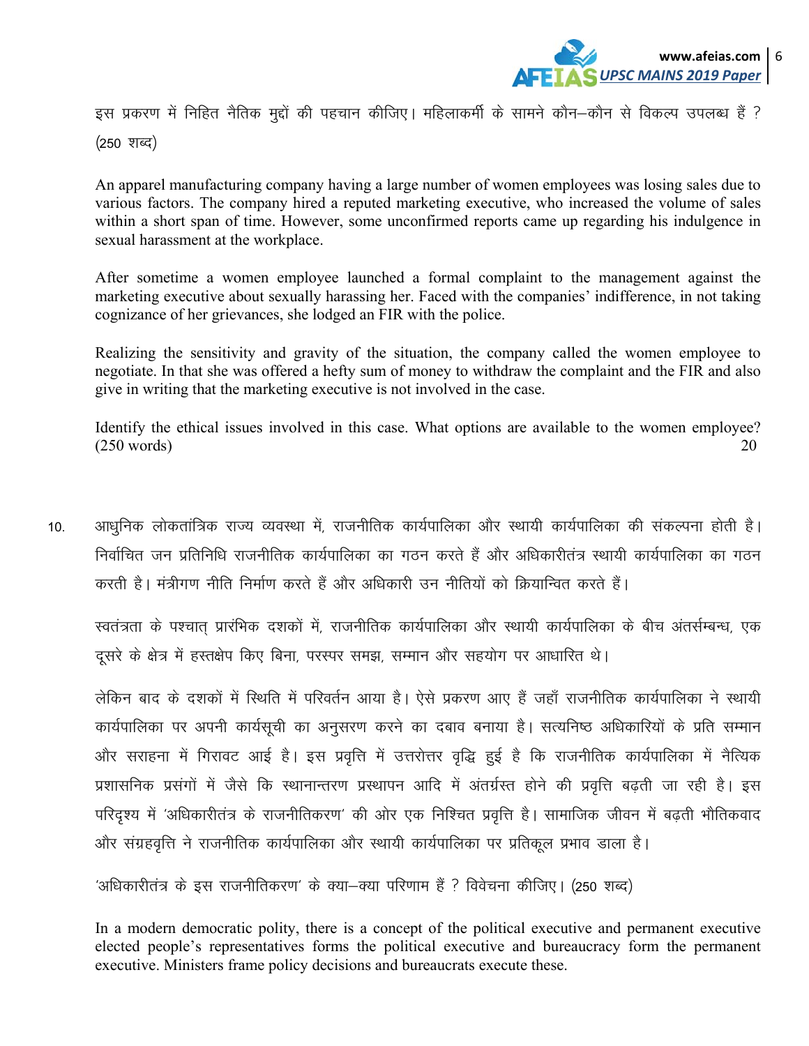इस प्रकरण में निहित नैतिक मुद्दों की पहचान कीजिए। महिलाकर्मी के सामने कौन–कौन से विकल्प उपलब्ध हैं ? (250 शब्द)

An apparel manufacturing company having a large number of women employees was losing sales due to various factors. The company hired a reputed marketing executive, who increased the volume of sales within a short span of time. However, some unconfirmed reports came up regarding his indulgence in sexual harassment at the workplace.

After sometime a women employee launched a formal complaint to the management against the marketing executive about sexually harassing her. Faced with the companies' indifference, in not taking cognizance of her grievances, she lodged an FIR with the police.

Realizing the sensitivity and gravity of the situation, the company called the women employee to negotiate. In that she was offered a hefty sum of money to withdraw the complaint and the FIR and also give in writing that the marketing executive is not involved in the case.

Identify the ethical issues involved in this case. What options are available to the women employee? (250 words) 20

10. आधुनिक लोकतांत्रिक राज्य व्यवस्था में, राजनीतिक कार्यपालिका और स्थायी कार्यपालिका की संकल्पना होती है। निर्वाचित जन प्रतिनिधि राजनीतिक कार्यपालिका का गठन करते हैं और अधिकारीतंत्र स्थायी कार्यपालिका का गठन करती है। मंत्रीगण नीति निर्माण करते हैं और अधिकारी उन नीतियों को क्रियान्वित करते हैं।

स्वतंत्रता के पश्चात् प्रारंभिक दशकों में, राजनीतिक कार्यपालिका और स्थायी कार्यपालिका के बीच अंतर्सम्बन्ध, एक दूसरे के क्षेत्र में हस्तक्षेप किए बिना, परस्पर समझ, सम्मान और सहयोग पर आधारित थे।

लेकिन बाद के दशकों में स्थिति में परिवर्तन आया है। ऐसे प्रकरण आए हैं जहाँ राजनीतिक कार्यपालिका ने स्थायी कार्यपालिका पर अपनी कार्यसूची का अनुसरण करने का दबाव बनाया है। सत्यनिष्ठ अधिकारियों के प्रति सम्मान और सराहना में गिरावट आई है। इस प्रवृत्ति में उत्तरोत्तर वृद्धि हुई है कि राजनीतिक कार्यपालिका में नैत्यिक प्रशासनिक प्रसंगों में जैसे कि स्थानान्तरण प्रस्थापन आदि में अंतर्ग्रस्त होने की प्रवृत्ति बढ़ती जा रही है। इस परिदृश्य में 'अधिकारीतंत्र के राजनीतिकरण' की ओर एक निश्चित प्रवृत्ति है। सामाजिक जीवन में बढ़ती भौतिकवाद और संग्रहवृत्ति ने राजनीतिक कार्यपालिका और स्थायी कार्यपालिका पर प्रतिकूल प्रभाव डाला है।

'अधिकारीतंत्र के इस राजनीतिकरण' के क्या–क्या परिणाम हैं ? विवेचना कीजिए। (250 शब्द)

In a modern democratic polity, there is a concept of the political executive and permanent executive elected people's representatives forms the political executive and bureaucracy form the permanent executive. Ministers frame policy decisions and bureaucrats execute these.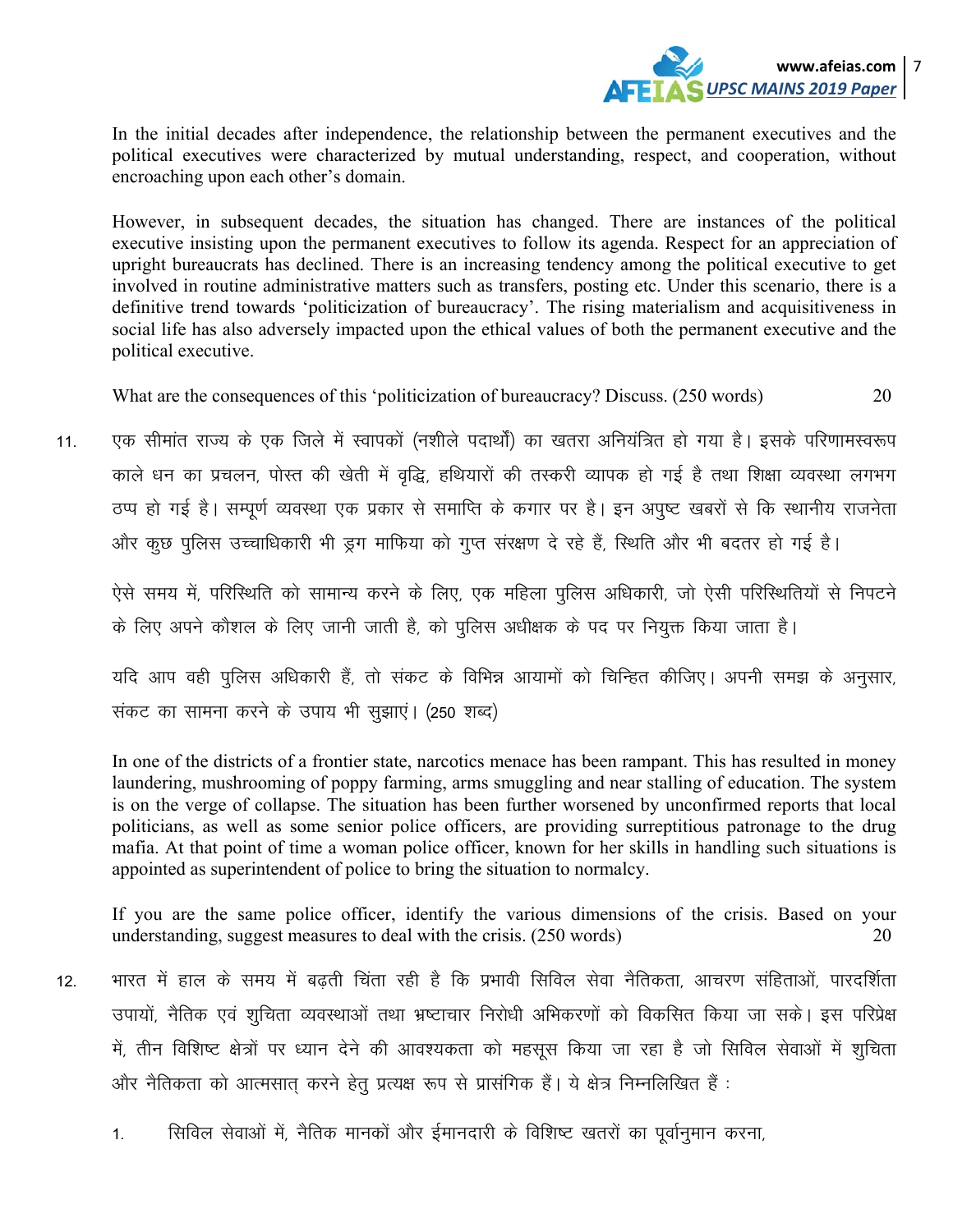In the initial decades after independence, the relationship between the permanent executives and the political executives were characterized by mutual understanding, respect, and cooperation, without encroaching upon each other's domain.

However, in subsequent decades, the situation has changed. There are instances of the political executive insisting upon the permanent executives to follow its agenda. Respect for an appreciation of upright bureaucrats has declined. There is an increasing tendency among the political executive to get involved in routine administrative matters such as transfers, posting etc. Under this scenario, there is a definitive trend towards 'politicization of bureaucracy'. The rising materialism and acquisitiveness in social life has also adversely impacted upon the ethical values of both the permanent executive and the political executive.

What are the consequences of this 'politicization of bureaucracy? Discuss. (250 words) 20

11. एक सीमांत राज्य के एक जिले में स्वापकों (नशीले पदार्थों) का खतरा अनियंत्रित हो गया है। इसके परिणामस्वरूप काले धन का प्रचलन, पोस्त की खेती में वृद्धि, हथियारों की तस्करी व्यापक हो गई है तथा शिक्षा व्यवस्था लगभग ठप्प हो गई है। सम्पूर्ण व्यवस्था एक प्रकार से समाप्ति के कगार पर है। इन अपुष्ट खबरों से कि स्थानीय राजनेता और कुछ पुलिस उच्चाधिकारी भी ड्रग माफिया को गुप्त संरक्षण दे रहे हैं, स्थिति और भी बदतर हो गई है।

ऐसे समय में, परिस्थिति को सामान्य करने के लिए, एक महिला पुलिस अधिकारी, जो ऐसी परिस्थितियों से निपटने के लिए अपने कौशल के लिए जानी जाती है, को पुलिस अधीक्षक के पद पर नियुक्त किया जाता है।

यदि आप वही पुलिस अधिकारी हैं, तो संकट के विभिन्न आयामों को चिन्हित कीजिए। अपनी समझ के अनुसार, संकट का सामना करने के उपाय भी सुझाएं। (250 शब्द)

In one of the districts of a frontier state, narcotics menace has been rampant. This has resulted in money laundering, mushrooming of poppy farming, arms smuggling and near stalling of education. The system is on the verge of collapse. The situation has been further worsened by unconfirmed reports that local politicians, as well as some senior police officers, are providing surreptitious patronage to the drug mafia. At that point of time a woman police officer, known for her skills in handling such situations is appointed as superintendent of police to bring the situation to normalcy.

If you are the same police officer, identify the various dimensions of the crisis. Based on your understanding, suggest measures to deal with the crisis. (250 words) 20

12. भारत में हाल के समय में बढ़ती चिंता रही है कि प्रभावी सिविल सेवा नैतिकता, आचरण संहिताओं, पारदर्शिता उपायों, नैतिक एवं शुचिता व्यवस्थाओं तथा भ्रष्टाचार निरोधी अभिकरणों को विकसित किया जा सके। इस परिप्रेक्ष में, तीन विशिष्ट क्षेत्रों पर ध्यान देने की आवश्यकता को महसूस किया जा रहा है जो सिविल सेवाओं में शुचिता और नैतिकता को आत्मसात् करने हेतु प्रत्यक्ष रूप से प्रासंगिक हैं। ये क्षेत्र निम्नलिखित हैं :

1. सिविल सेवाओं में, नैतिक मानकों और ईमानदारी के विशिष्ट खतरों का पूर्वानुमान करना,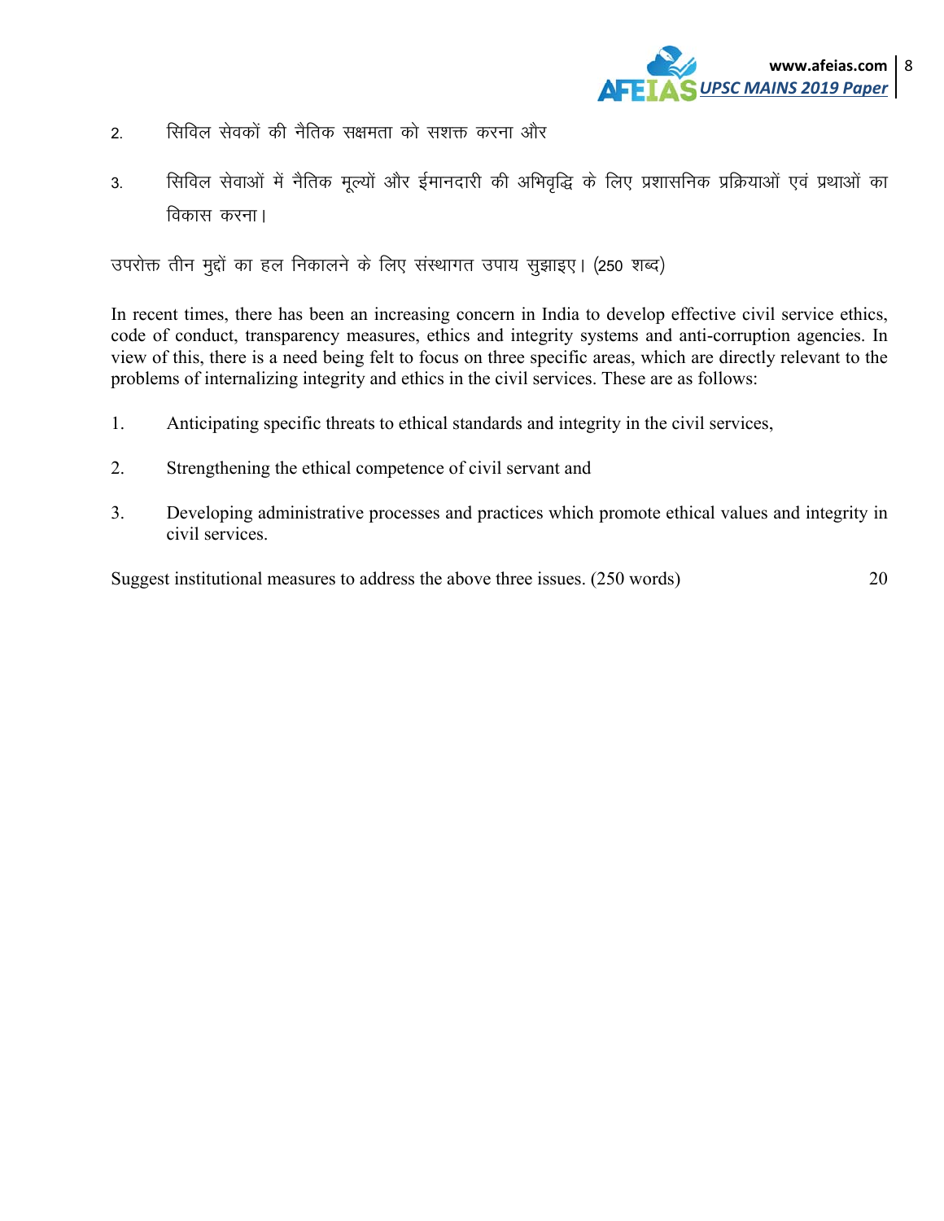2. सिविल सेवकों की नैतिक सक्षमता को सशक्त करना और

3. सिविल सेवाओं में नैतिक मूल्यों और ईमानदारी की अभिवृद्धि के लिए प्रशासनिक प्रक्रियाओं एवं प्रथाओं का विकास करना।

उपरोक्त तीन मुद्दों का हल निकालने के लिए संस्थागत उपाय सुझाइए। (250 शब्द)

In recent times, there has been an increasing concern in India to develop effective civil service ethics, code of conduct, transparency measures, ethics and integrity systems and anti-corruption agencies. In view of this, there is a need being felt to focus on three specific areas, which are directly relevant to the problems of internalizing integrity and ethics in the civil services. These are as follows:

1. Anticipating specific threats to ethical standards and integrity in the civil services,

2. Strengthening the ethical competence of civil servant and

3. Developing administrative processes and practices which promote ethical values and integrity in civil services.

Suggest institutional measures to address the above three issues. (250 words) 20